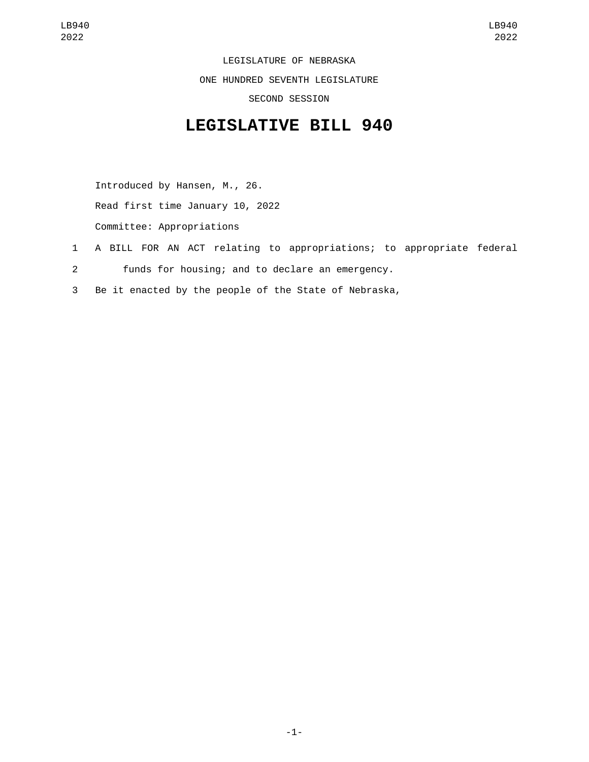LEGISLATURE OF NEBRASKA

ONE HUNDRED SEVENTH LEGISLATURE

SECOND SESSION

# LEGISLATIVE BILL 940

Introduced by Hansen, M., 26.

Read first time January 10, 2022

Committee: Appropriations

1 A BILL FOR AN ACT relating to appropriations; to appropriate federal
2 funds for housing; and to declare an emergency.
3 Be it enacted by the people of the State of Nebraska,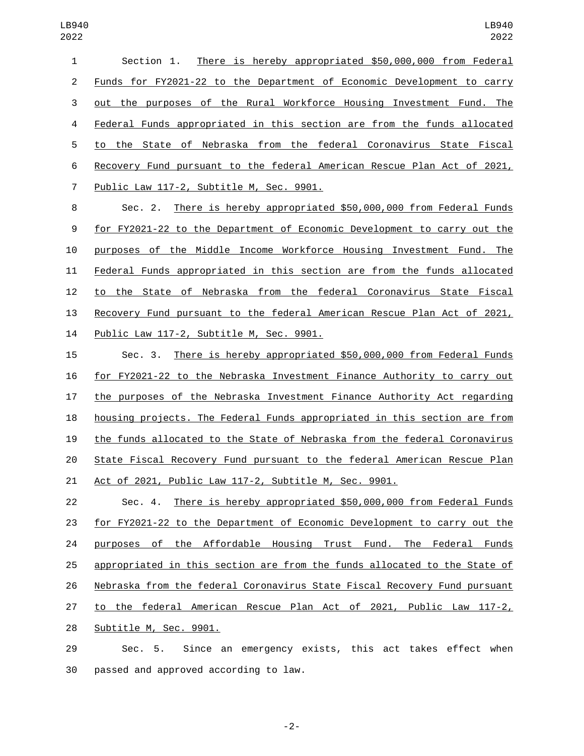Section 1. There is hereby appropriated $50,000,000 from Federal Funds for FY2021-22 to the Department of Economic Development to carry out the purposes of the Rural Workforce Housing Investment Fund. The Federal Funds appropriated in this section are from the funds allocated to the State of Nebraska from the federal Coronavirus State Fiscal Recovery Fund pursuant to the federal American Rescue Plan Act of 2021, Public Law 117-2, Subtitle M, Sec. 9901.

Sec. 2. There is hereby appropriated $50,000,000 from Federal Funds for FY2021-22 to the Department of Economic Development to carry out the purposes of the Middle Income Workforce Housing Investment Fund. The Federal Funds appropriated in this section are from the funds allocated to the State of Nebraska from the federal Coronavirus State Fiscal Recovery Fund pursuant to the federal American Rescue Plan Act of 2021, Public Law 117-2, Subtitle M, Sec. 9901.

Sec. 3. There is hereby appropriated $50,000,000 from Federal Funds for FY2021-22 to the Nebraska Investment Finance Authority to carry out the purposes of the Nebraska Investment Finance Authority Act regarding housing projects. The Federal Funds appropriated in this section are from the funds allocated to the State of Nebraska from the federal Coronavirus State Fiscal Recovery Fund pursuant to the federal American Rescue Plan Act of 2021, Public Law 117-2, Subtitle M, Sec. 9901.

Sec. 4. There is hereby appropriated $50,000,000 from Federal Funds for FY2021-22 to the Department of Economic Development to carry out the purposes of the Affordable Housing Trust Fund. The Federal Funds appropriated in this section are from the funds allocated to the State of Nebraska from the federal Coronavirus State Fiscal Recovery Fund pursuant to the federal American Rescue Plan Act of 2021, Public Law 117-2, Subtitle M, Sec. 9901.

Sec. 5. Since an emergency exists, this act takes effect when passed and approved according to law.